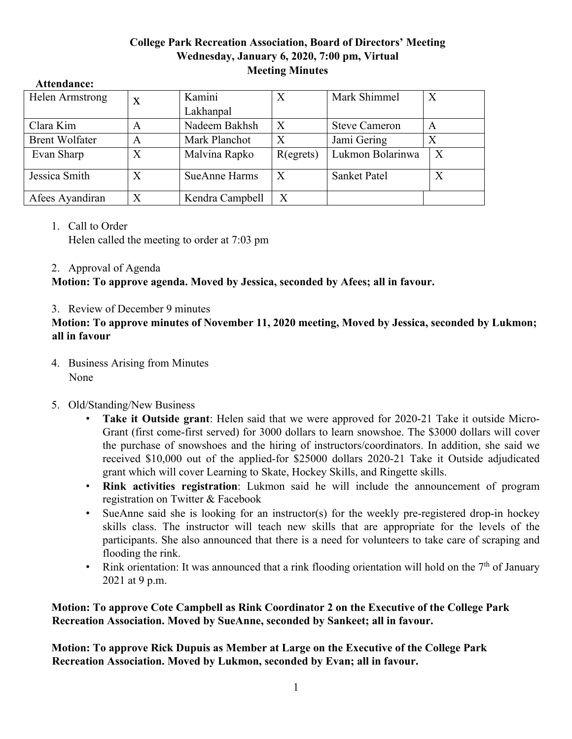**College Park Recreation Association, Board of Directors' Meeting**
**Wednesday, January 6, 2020, 7:00 pm, Virtual**
**Meeting Minutes**

**Attendance:**

| | | | | | |
|---|---|---|---|---|---|
| Helen Armstrong | X | Kamini Lakhanpal | X | Mark Shimmel | X |
| Clara Kim | A | Nadeem Bakhsh | X | Steve Cameron | A |
| Brent Wolfater | A | Mark Planchot | X | Jami Gering | X |
| Evan Sharp | X | Malvina Rapko | R(egrets) | Lukmon Bolarinwa | X |
| Jessica Smith | X | SueAnne Harms | X | Sanket Patel | X |
| Afees Ayandiran | X | Kendra Campbell | X | | |

1. Call to Order
   Helen called the meeting to order at 7:03 pm

2. Approval of Agenda

**Motion: To approve agenda. Moved by Jessica, seconded by Afees; all in favour.**

3. Review of December 9 minutes

**Motion: To approve minutes of November 11, 2020 meeting, Moved by Jessica, seconded by Lukmon; all in favour**

4. Business Arising from Minutes
   None

5. Old/Standing/New Business
   - **Take it Outside grant**: Helen said that we were approved for 2020-21 Take it outside Micro-Grant (first come-first served) for 3000 dollars to learn snowshoe. The $3000 dollars will cover the purchase of snowshoes and the hiring of instructors/coordinators. In addition, she said we received $10,000 out of the applied-for $25000 dollars 2020-21 Take it Outside adjudicated grant which will cover Learning to Skate, Hockey Skills, and Ringette skills.
   - **Rink activities registration**: Lukmon said he will include the announcement of program registration on Twitter & Facebook
   - SueAnne said she is looking for an instructor(s) for the weekly pre-registered drop-in hockey skills class. The instructor will teach new skills that are appropriate for the levels of the participants. She also announced that there is a need for volunteers to take care of scraping and flooding the rink.
   - Rink orientation: It was announced that a rink flooding orientation will hold on the 7th of January 2021 at 9 p.m.

**Motion: To approve Cote Campbell as Rink Coordinator 2 on the Executive of the College Park Recreation Association. Moved by SueAnne, seconded by Sankeet; all in favour.**

**Motion: To approve Rick Dupuis as Member at Large on the Executive of the College Park Recreation Association. Moved by Lukmon, seconded by Evan; all in favour.**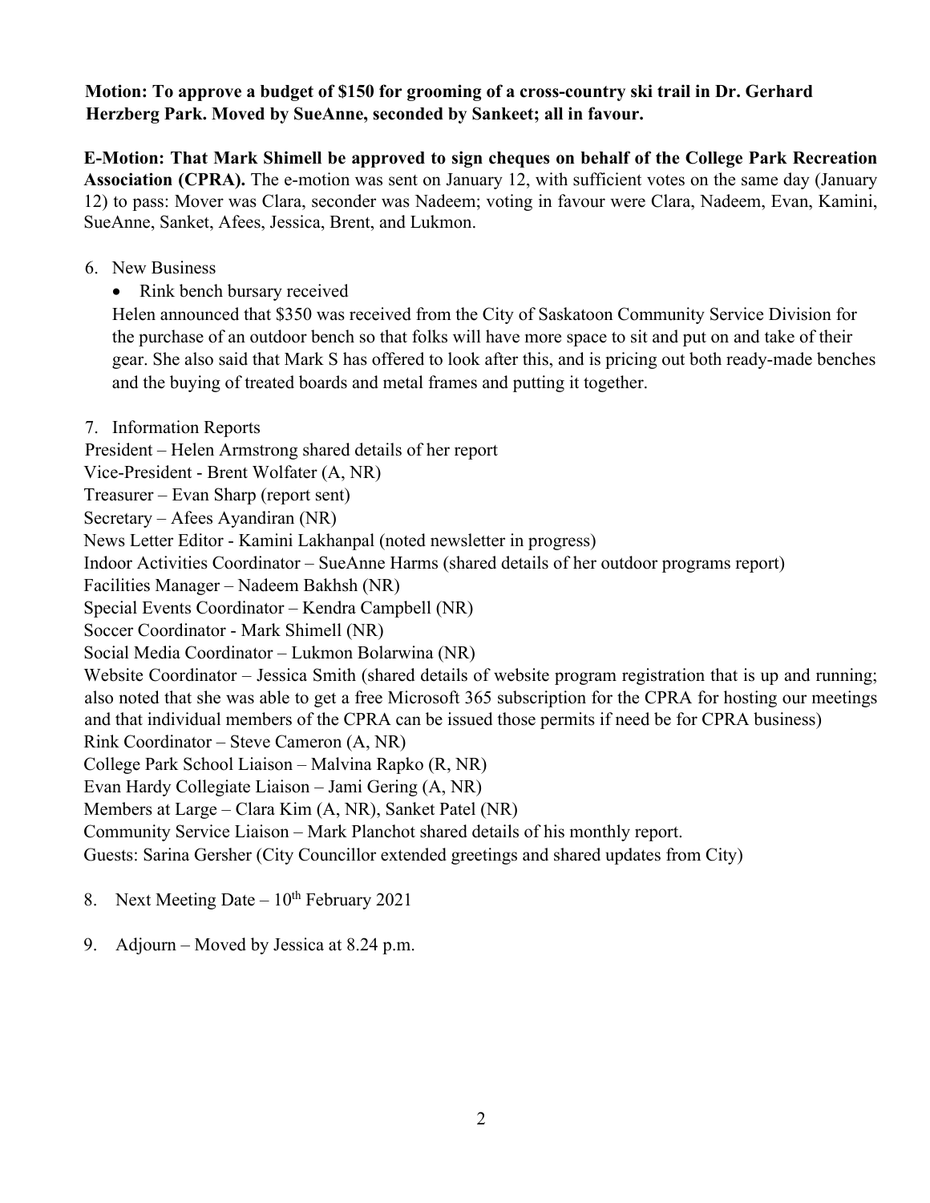**Motion: To approve a budget of $150 for grooming of a cross-country ski trail in Dr. Gerhard Herzberg Park. Moved by SueAnne, seconded by Sankeet; all in favour.**

**E-Motion: That Mark Shimell be approved to sign cheques on behalf of the College Park Recreation Association (CPRA).** The e-motion was sent on January 12, with sufficient votes on the same day (January 12) to pass: Mover was Clara, seconder was Nadeem; voting in favour were Clara, Nadeem, Evan, Kamini, SueAnne, Sanket, Afees, Jessica, Brent, and Lukmon.

6. New Business
   - Rink bench bursary received

   Helen announced that $350 was received from the City of Saskatoon Community Service Division for the purchase of an outdoor bench so that folks will have more space to sit and put on and take of their gear. She also said that Mark S has offered to look after this, and is pricing out both ready-made benches and the buying of treated boards and metal frames and putting it together.

7. Information Reports

President – Helen Armstrong shared details of her report
Vice-President - Brent Wolfater (A, NR)
Treasurer – Evan Sharp (report sent)
Secretary – Afees Ayandiran (NR)
News Letter Editor - Kamini Lakhanpal (noted newsletter in progress)
Indoor Activities Coordinator – SueAnne Harms (shared details of her outdoor programs report)
Facilities Manager – Nadeem Bakhsh (NR)
Special Events Coordinator – Kendra Campbell (NR)
Soccer Coordinator - Mark Shimell (NR)
Social Media Coordinator – Lukmon Bolarwina (NR)
Website Coordinator – Jessica Smith (shared details of website program registration that is up and running; also noted that she was able to get a free Microsoft 365 subscription for the CPRA for hosting our meetings and that individual members of the CPRA can be issued those permits if need be for CPRA business)
Rink Coordinator – Steve Cameron (A, NR)
College Park School Liaison – Malvina Rapko (R, NR)
Evan Hardy Collegiate Liaison – Jami Gering (A, NR)
Members at Large – Clara Kim (A, NR), Sanket Patel (NR)
Community Service Liaison – Mark Planchot shared details of his monthly report.
Guests: Sarina Gersher (City Councillor extended greetings and shared updates from City)

8. Next Meeting Date – 10th February 2021

9. Adjourn – Moved by Jessica at 8.24 p.m.